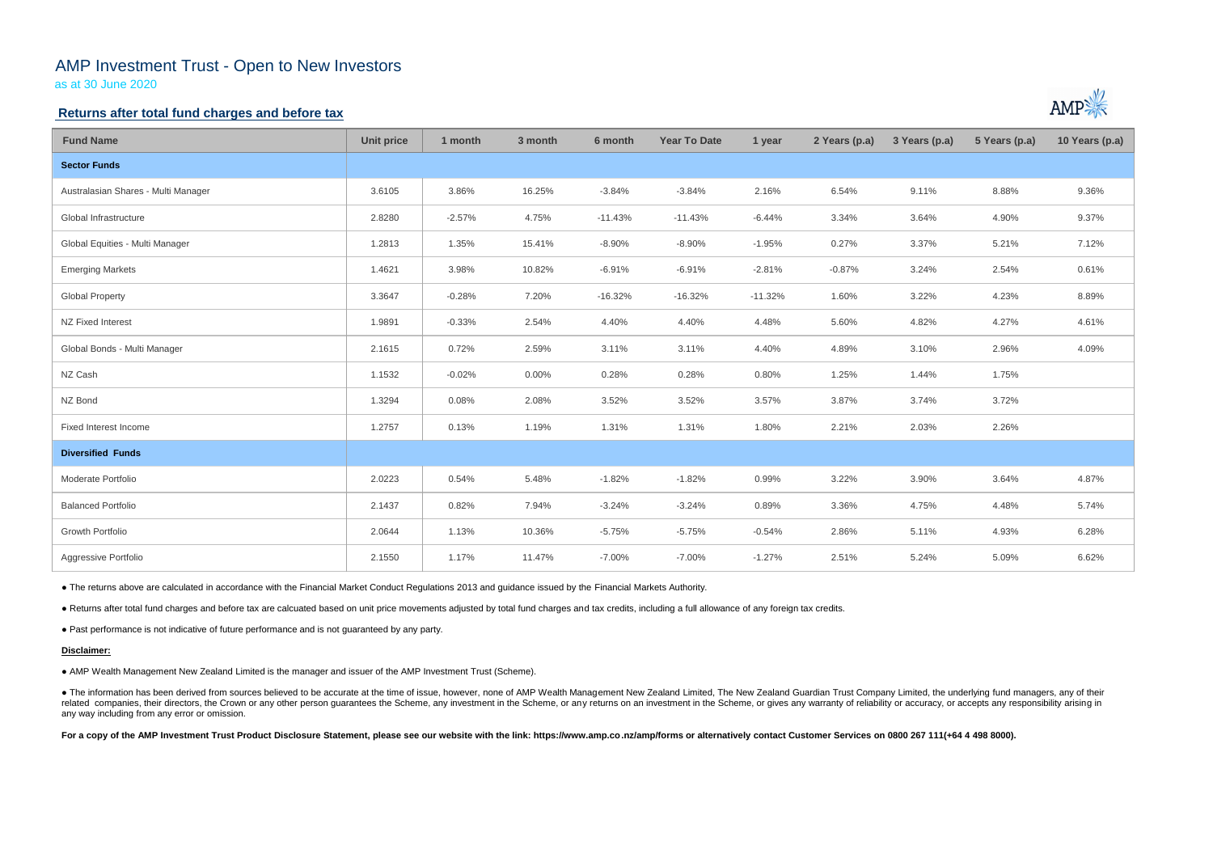# AMP Investment Trust - Open to New Investors

as at 30 June 2020

## Returns after total fund charges and before tax

| Fund Name | Unit price | 1 month | 3 month | 6 month | Year To Date | 1 year | 2 Years (p.a) | 3 Years (p.a) | 5 Years (p.a) | 10 Years (p.a) |
|---|---|---|---|---|---|---|---|---|---|---|
| **Sector Funds** | | | | | | | | | | |
| Australasian Shares - Multi Manager | 3.6105 | 3.86% | 16.25% | -3.84% | -3.84% | 2.16% | 6.54% | 9.11% | 8.88% | 9.36% |
| Global Infrastructure | 2.8280 | -2.57% | 4.75% | -11.43% | -11.43% | -6.44% | 3.34% | 3.64% | 4.90% | 9.37% |
| Global Equities - Multi Manager | 1.2813 | 1.35% | 15.41% | -8.90% | -8.90% | -1.95% | 0.27% | 3.37% | 5.21% | 7.12% |
| Emerging Markets | 1.4621 | 3.98% | 10.82% | -6.91% | -6.91% | -2.81% | -0.87% | 3.24% | 2.54% | 0.61% |
| Global Property | 3.3647 | -0.28% | 7.20% | -16.32% | -16.32% | -11.32% | 1.60% | 3.22% | 4.23% | 8.89% |
| NZ Fixed Interest | 1.9891 | -0.33% | 2.54% | 4.40% | 4.40% | 4.48% | 5.60% | 4.82% | 4.27% | 4.61% |
| Global Bonds - Multi Manager | 2.1615 | 0.72% | 2.59% | 3.11% | 3.11% | 4.40% | 4.89% | 3.10% | 2.96% | 4.09% |
| NZ Cash | 1.1532 | -0.02% | 0.00% | 0.28% | 0.28% | 0.80% | 1.25% | 1.44% | 1.75% | |
| NZ Bond | 1.3294 | 0.08% | 2.08% | 3.52% | 3.52% | 3.57% | 3.87% | 3.74% | 3.72% | |
| Fixed Interest Income | 1.2757 | 0.13% | 1.19% | 1.31% | 1.31% | 1.80% | 2.21% | 2.03% | 2.26% | |
| **Diversified Funds** | | | | | | | | | | |
| Moderate Portfolio | 2.0223 | 0.54% | 5.48% | -1.82% | -1.82% | 0.99% | 3.22% | 3.90% | 3.64% | 4.87% |
| Balanced Portfolio | 2.1437 | 0.82% | 7.94% | -3.24% | -3.24% | 0.89% | 3.36% | 4.75% | 4.48% | 5.74% |
| Growth Portfolio | 2.0644 | 1.13% | 10.36% | -5.75% | -5.75% | -0.54% | 2.86% | 5.11% | 4.93% | 6.28% |
| Aggressive Portfolio | 2.1550 | 1.17% | 11.47% | -7.00% | -7.00% | -1.27% | 2.51% | 5.24% | 5.09% | 6.62% |

- The returns above are calculated in accordance with the Financial Market Conduct Regulations 2013 and guidance issued by the Financial Markets Authority.
- Returns after total fund charges and before tax are calcuated based on unit price movements adjusted by total fund charges and tax credits, including a full allowance of any foreign tax credits.
- Past performance is not indicative of future performance and is not guaranteed by any party.

**Disclaimer:**

- AMP Wealth Management New Zealand Limited is the manager and issuer of the AMP Investment Trust (Scheme).
- The information has been derived from sources believed to be accurate at the time of issue, however, none of AMP Wealth Management New Zealand Limited, The New Zealand Guardian Trust Company Limited, the underlying fund managers, any of their related companies, their directors, the Crown or any other person guarantees the Scheme, any investment in the Scheme, or any returns on an investment in the Scheme, or gives any warranty of reliability or accuracy, or accepts any responsibility arising in any way including from any error or omission.

**For a copy of the AMP Investment Trust Product Disclosure Statement, please see our website with the link: https://www.amp.co.nz/amp/forms or alternatively contact Customer Services on 0800 267 111(+64 4 498 8000).**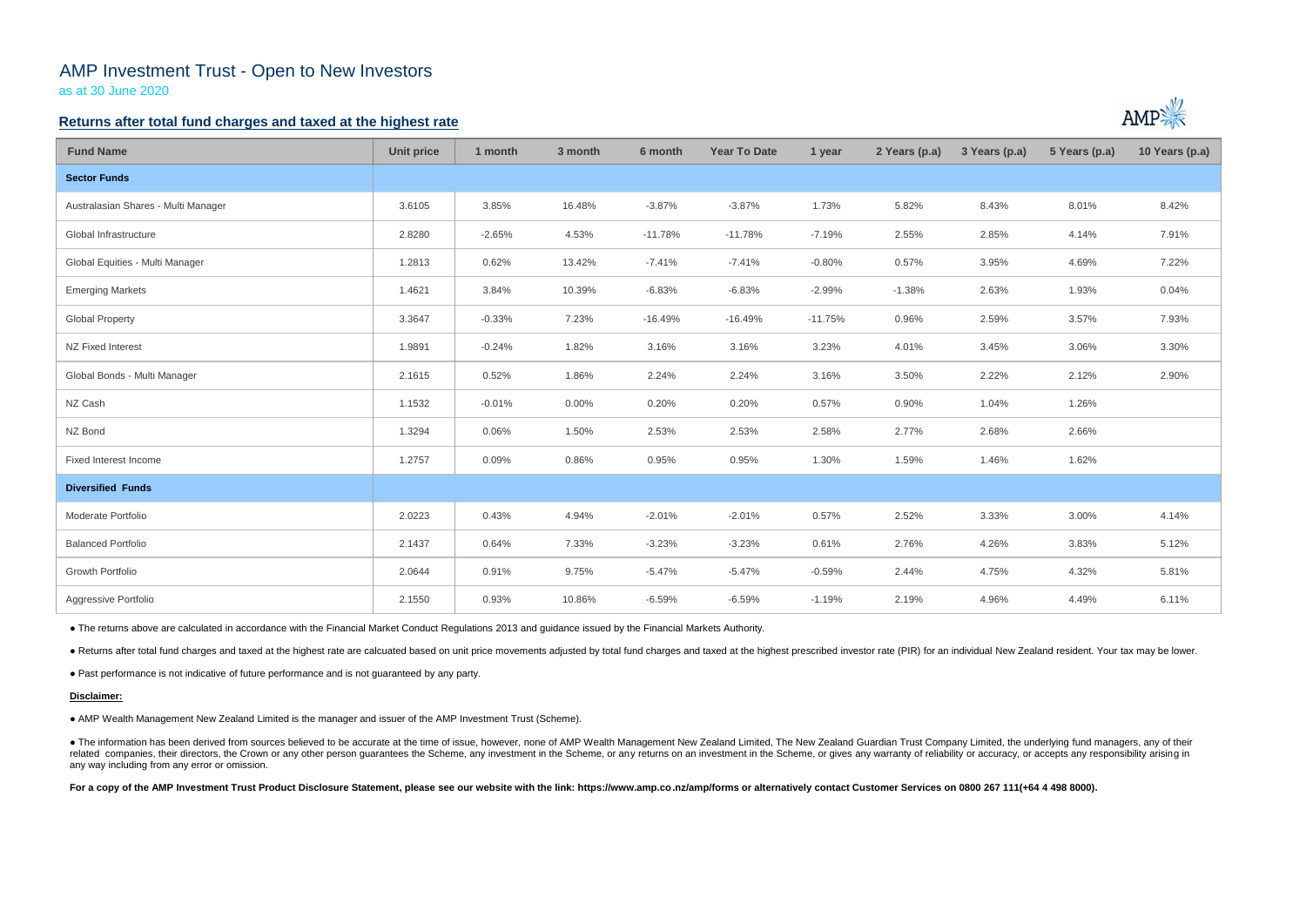# AMP Investment Trust - Open to New Investors

as at 30 June 2020

## Returns after total fund charges and taxed at the highest rate

| Fund Name | Unit price | 1 month | 3 month | 6 month | Year To Date | 1 year | 2 Years (p.a) | 3 Years (p.a) | 5 Years (p.a) | 10 Years (p.a) |
|---|---|---|---|---|---|---|---|---|---|---|
| **Sector Funds** | | | | | | | | | | |
| Australasian Shares - Multi Manager | 3.6105 | 3.85% | 16.48% | -3.87% | -3.87% | 1.73% | 5.82% | 8.43% | 8.01% | 8.42% |
| Global Infrastructure | 2.8280 | -2.65% | 4.53% | -11.78% | -11.78% | -7.19% | 2.55% | 2.85% | 4.14% | 7.91% |
| Global Equities - Multi Manager | 1.2813 | 0.62% | 13.42% | -7.41% | -7.41% | -0.80% | 0.57% | 3.95% | 4.69% | 7.22% |
| Emerging Markets | 1.4621 | 3.84% | 10.39% | -6.83% | -6.83% | -2.99% | -1.38% | 2.63% | 1.93% | 0.04% |
| Global Property | 3.3647 | -0.33% | 7.23% | -16.49% | -16.49% | -11.75% | 0.96% | 2.59% | 3.57% | 7.93% |
| NZ Fixed Interest | 1.9891 | -0.24% | 1.82% | 3.16% | 3.16% | 3.23% | 4.01% | 3.45% | 3.06% | 3.30% |
| Global Bonds - Multi Manager | 2.1615 | 0.52% | 1.86% | 2.24% | 2.24% | 3.16% | 3.50% | 2.22% | 2.12% | 2.90% |
| NZ Cash | 1.1532 | -0.01% | 0.00% | 0.20% | 0.20% | 0.57% | 0.90% | 1.04% | 1.26% | |
| NZ Bond | 1.3294 | 0.06% | 1.50% | 2.53% | 2.53% | 2.58% | 2.77% | 2.68% | 2.66% | |
| Fixed Interest Income | 1.2757 | 0.09% | 0.86% | 0.95% | 0.95% | 1.30% | 1.59% | 1.46% | 1.62% | |
| **Diversified Funds** | | | | | | | | | | |
| Moderate Portfolio | 2.0223 | 0.43% | 4.94% | -2.01% | -2.01% | 0.57% | 2.52% | 3.33% | 3.00% | 4.14% |
| Balanced Portfolio | 2.1437 | 0.64% | 7.33% | -3.23% | -3.23% | 0.61% | 2.76% | 4.26% | 3.83% | 5.12% |
| Growth Portfolio | 2.0644 | 0.91% | 9.75% | -5.47% | -5.47% | -0.59% | 2.44% | 4.75% | 4.32% | 5.81% |
| Aggressive Portfolio | 2.1550 | 0.93% | 10.86% | -6.59% | -6.59% | -1.19% | 2.19% | 4.96% | 4.49% | 6.11% |

- The returns above are calculated in accordance with the Financial Market Conduct Regulations 2013 and guidance issued by the Financial Markets Authority.
- Returns after total fund charges and taxed at the highest rate are calcuated based on unit price movements adjusted by total fund charges and taxed at the highest prescribed investor rate (PIR) for an individual New Zealand resident. Your tax may be lower.
- Past performance is not indicative of future performance and is not guaranteed by any party.

**Disclaimer:**

- AMP Wealth Management New Zealand Limited is the manager and issuer of the AMP Investment Trust (Scheme).
- The information has been derived from sources believed to be accurate at the time of issue, however, none of AMP Wealth Management New Zealand Limited, The New Zealand Guardian Trust Company Limited, the underlying fund managers, any of their related companies, their directors, the Crown or any other person guarantees the Scheme, any investment in the Scheme, or any returns on an investment in the Scheme, or gives any warranty of reliability or accuracy, or accepts any responsibility arising in any way including from any error or omission.

**For a copy of the AMP Investment Trust Product Disclosure Statement, please see our website with the link: https://www.amp.co.nz/amp/forms or alternatively contact Customer Services on 0800 267 111(+64 4 498 8000).**